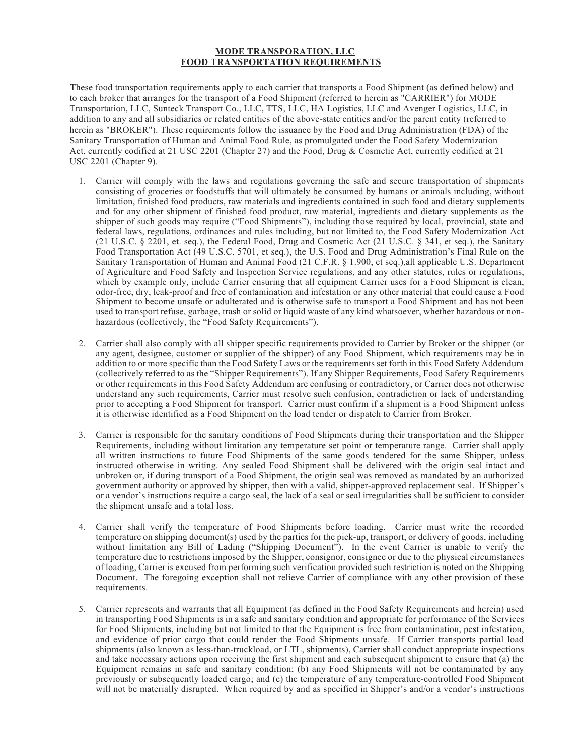**MODE TRANSPORATION, LLC**
**FOOD TRANSPORTATION REQUIREMENTS**

These food transportation requirements apply to each carrier that transports a Food Shipment (as defined below) and to each broker that arranges for the transport of a Food Shipment (referred to herein as "CARRIER") for MODE Transportation, LLC, Sunteck Transport Co., LLC, TTS, LLC, HA Logistics, LLC and Avenger Logistics, LLC, in addition to any and all subsidiaries or related entities of the above-state entities and/or the parent entity (referred to herein as "BROKER"). These requirements follow the issuance by the Food and Drug Administration (FDA) of the Sanitary Transportation of Human and Animal Food Rule, as promulgated under the Food Safety Modernization Act, currently codified at 21 USC 2201 (Chapter 27) and the Food, Drug & Cosmetic Act, currently codified at 21 USC 2201 (Chapter 9).

1. Carrier will comply with the laws and regulations governing the safe and secure transportation of shipments consisting of groceries or foodstuffs that will ultimately be consumed by humans or animals including, without limitation, finished food products, raw materials and ingredients contained in such food and dietary supplements and for any other shipment of finished food product, raw material, ingredients and dietary supplements as the shipper of such goods may require ("Food Shipments"), including those required by local, provincial, state and federal laws, regulations, ordinances and rules including, but not limited to, the Food Safety Modernization Act (21 U.S.C. § 2201, et. seq.), the Federal Food, Drug and Cosmetic Act (21 U.S.C. § 341, et seq.), the Sanitary Food Transportation Act (49 U.S.C. 5701, et seq.), the U.S. Food and Drug Administration's Final Rule on the Sanitary Transportation of Human and Animal Food (21 C.F.R. § 1.900, et seq.),all applicable U.S. Department of Agriculture and Food Safety and Inspection Service regulations, and any other statutes, rules or regulations, which by example only, include Carrier ensuring that all equipment Carrier uses for a Food Shipment is clean, odor-free, dry, leak-proof and free of contamination and infestation or any other material that could cause a Food Shipment to become unsafe or adulterated and is otherwise safe to transport a Food Shipment and has not been used to transport refuse, garbage, trash or solid or liquid waste of any kind whatsoever, whether hazardous or non-hazardous (collectively, the "Food Safety Requirements").

2. Carrier shall also comply with all shipper specific requirements provided to Carrier by Broker or the shipper (or any agent, designee, customer or supplier of the shipper) of any Food Shipment, which requirements may be in addition to or more specific than the Food Safety Laws or the requirements set forth in this Food Safety Addendum (collectively referred to as the "Shipper Requirements"). If any Shipper Requirements, Food Safety Requirements or other requirements in this Food Safety Addendum are confusing or contradictory, or Carrier does not otherwise understand any such requirements, Carrier must resolve such confusion, contradiction or lack of understanding prior to accepting a Food Shipment for transport. Carrier must confirm if a shipment is a Food Shipment unless it is otherwise identified as a Food Shipment on the load tender or dispatch to Carrier from Broker.

3. Carrier is responsible for the sanitary conditions of Food Shipments during their transportation and the Shipper Requirements, including without limitation any temperature set point or temperature range. Carrier shall apply all written instructions to future Food Shipments of the same goods tendered for the same Shipper, unless instructed otherwise in writing. Any sealed Food Shipment shall be delivered with the origin seal intact and unbroken or, if during transport of a Food Shipment, the origin seal was removed as mandated by an authorized government authority or approved by shipper, then with a valid, shipper-approved replacement seal. If Shipper's or a vendor's instructions require a cargo seal, the lack of a seal or seal irregularities shall be sufficient to consider the shipment unsafe and a total loss.

4. Carrier shall verify the temperature of Food Shipments before loading. Carrier must write the recorded temperature on shipping document(s) used by the parties for the pick-up, transport, or delivery of goods, including without limitation any Bill of Lading ("Shipping Document"). In the event Carrier is unable to verify the temperature due to restrictions imposed by the Shipper, consignor, consignee or due to the physical circumstances of loading, Carrier is excused from performing such verification provided such restriction is noted on the Shipping Document. The foregoing exception shall not relieve Carrier of compliance with any other provision of these requirements.

5. Carrier represents and warrants that all Equipment (as defined in the Food Safety Requirements and herein) used in transporting Food Shipments is in a safe and sanitary condition and appropriate for performance of the Services for Food Shipments, including but not limited to that the Equipment is free from contamination, pest infestation, and evidence of prior cargo that could render the Food Shipments unsafe. If Carrier transports partial load shipments (also known as less-than-truckload, or LTL, shipments), Carrier shall conduct appropriate inspections and take necessary actions upon receiving the first shipment and each subsequent shipment to ensure that (a) the Equipment remains in safe and sanitary condition; (b) any Food Shipments will not be contaminated by any previously or subsequently loaded cargo; and (c) the temperature of any temperature-controlled Food Shipment will not be materially disrupted. When required by and as specified in Shipper's and/or a vendor's instructions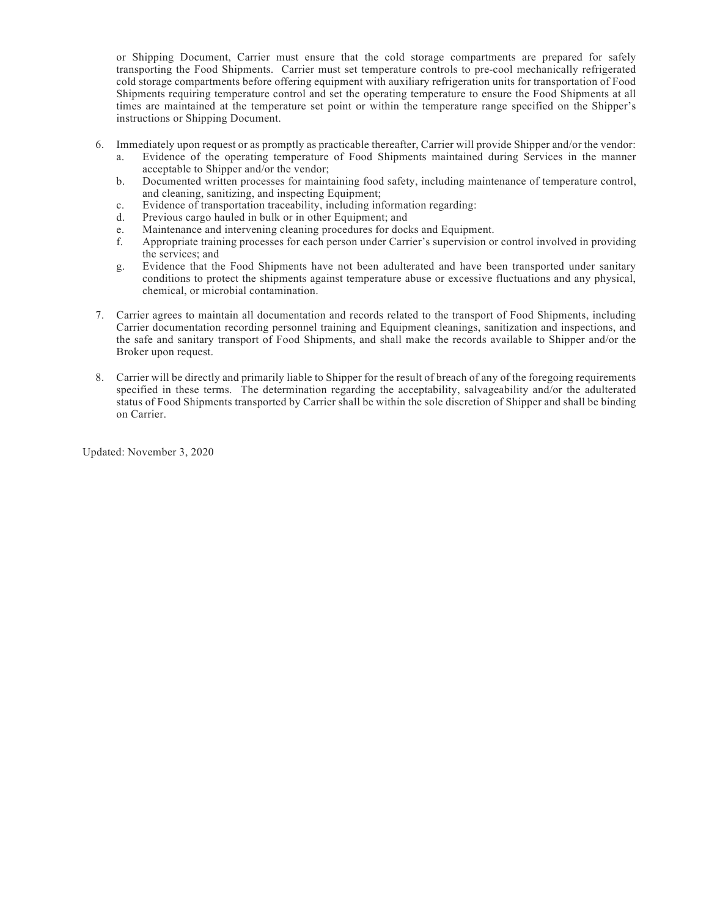or Shipping Document, Carrier must ensure that the cold storage compartments are prepared for safely transporting the Food Shipments. Carrier must set temperature controls to pre-cool mechanically refrigerated cold storage compartments before offering equipment with auxiliary refrigeration units for transportation of Food Shipments requiring temperature control and set the operating temperature to ensure the Food Shipments at all times are maintained at the temperature set point or within the temperature range specified on the Shipper's instructions or Shipping Document.

6. Immediately upon request or as promptly as practicable thereafter, Carrier will provide Shipper and/or the vendor:
   a. Evidence of the operating temperature of Food Shipments maintained during Services in the manner acceptable to Shipper and/or the vendor;
   b. Documented written processes for maintaining food safety, including maintenance of temperature control, and cleaning, sanitizing, and inspecting Equipment;
   c. Evidence of transportation traceability, including information regarding:
   d. Previous cargo hauled in bulk or in other Equipment; and
   e. Maintenance and intervening cleaning procedures for docks and Equipment.
   f. Appropriate training processes for each person under Carrier's supervision or control involved in providing the services; and
   g. Evidence that the Food Shipments have not been adulterated and have been transported under sanitary conditions to protect the shipments against temperature abuse or excessive fluctuations and any physical, chemical, or microbial contamination.

7. Carrier agrees to maintain all documentation and records related to the transport of Food Shipments, including Carrier documentation recording personnel training and Equipment cleanings, sanitization and inspections, and the safe and sanitary transport of Food Shipments, and shall make the records available to Shipper and/or the Broker upon request.

8. Carrier will be directly and primarily liable to Shipper for the result of breach of any of the foregoing requirements specified in these terms. The determination regarding the acceptability, salvageability and/or the adulterated status of Food Shipments transported by Carrier shall be within the sole discretion of Shipper and shall be binding on Carrier.

Updated: November 3, 2020